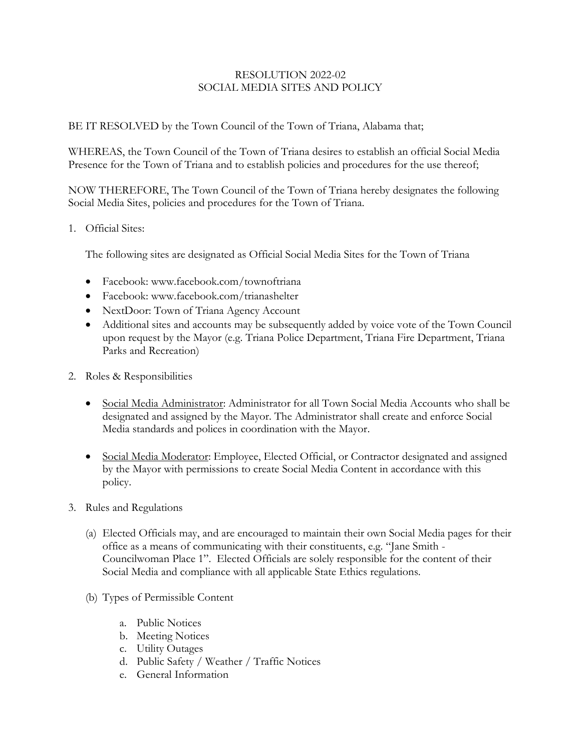# RESOLUTION 2022-02
# SOCIAL MEDIA SITES AND POLICY

BE IT RESOLVED by the Town Council of the Town of Triana, Alabama that;

WHEREAS, the Town Council of the Town of Triana desires to establish an official Social Media Presence for the Town of Triana and to establish policies and procedures for the use thereof;

NOW THEREFORE, The Town Council of the Town of Triana hereby designates the following Social Media Sites, policies and procedures for the Town of Triana.

1. Official Sites:

   The following sites are designated as Official Social Media Sites for the Town of Triana

   - Facebook: www.facebook.com/townoftriana
   - Facebook: www.facebook.com/trianashelter
   - NextDoor: Town of Triana Agency Account
   - Additional sites and accounts may be subsequently added by voice vote of the Town Council upon request by the Mayor (e.g. Triana Police Department, Triana Fire Department, Triana Parks and Recreation)

2. Roles & Responsibilities

   - <u>Social Media Administrator</u>: Administrator for all Town Social Media Accounts who shall be designated and assigned by the Mayor. The Administrator shall create and enforce Social Media standards and polices in coordination with the Mayor.

   - <u>Social Media Moderator</u>: Employee, Elected Official, or Contractor designated and assigned by the Mayor with permissions to create Social Media Content in accordance with this policy.

3. Rules and Regulations

   (a) Elected Officials may, and are encouraged to maintain their own Social Media pages for their office as a means of communicating with their constituents, e.g. "Jane Smith - Councilwoman Place 1". Elected Officials are solely responsible for the content of their Social Media and compliance with all applicable State Ethics regulations.

   (b) Types of Permissible Content

      a. Public Notices
      b. Meeting Notices
      c. Utility Outages
      d. Public Safety / Weather / Traffic Notices
      e. General Information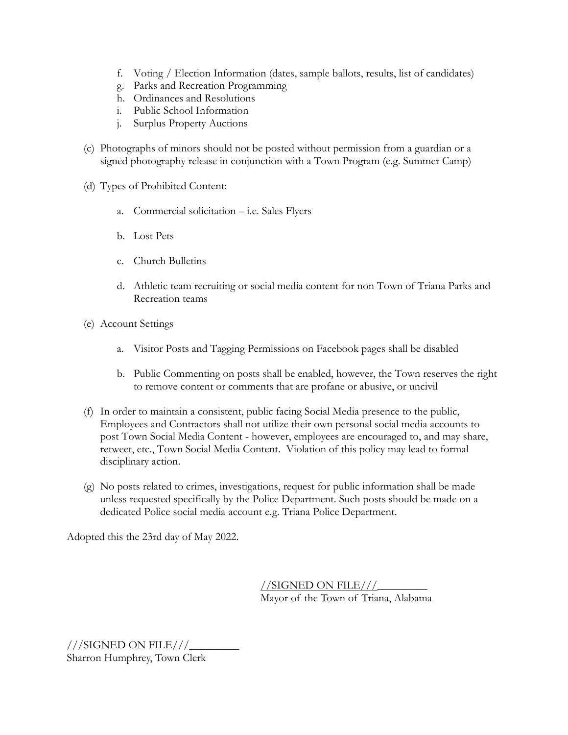f. Voting / Election Information (dates, sample ballots, results, list of candidates)
g. Parks and Recreation Programming
h. Ordinances and Resolutions
i. Public School Information
j. Surplus Property Auctions

(c) Photographs of minors should not be posted without permission from a guardian or a signed photography release in conjunction with a Town Program (e.g. Summer Camp)

(d) Types of Prohibited Content:

a. Commercial solicitation – i.e. Sales Flyers

b. Lost Pets

c. Church Bulletins

d. Athletic team recruiting or social media content for non Town of Triana Parks and Recreation teams

(e) Account Settings

a. Visitor Posts and Tagging Permissions on Facebook pages shall be disabled

b. Public Commenting on posts shall be enabled, however, the Town reserves the right to remove content or comments that are profane or abusive, or uncivil

(f) In order to maintain a consistent, public facing Social Media presence to the public, Employees and Contractors shall not utilize their own personal social media accounts to post Town Social Media Content - however, employees are encouraged to, and may share, retweet, etc., Town Social Media Content. Violation of this policy may lead to formal disciplinary action.

(g) No posts related to crimes, investigations, request for public information shall be made unless requested specifically by the Police Department. Such posts should be made on a dedicated Police social media account e.g. Triana Police Department.

Adopted this the 23rd day of May 2022.

//SIGNED ON FILE///_________
Mayor of the Town of Triana, Alabama

///SIGNED ON FILE///_________
Sharron Humphrey, Town Clerk